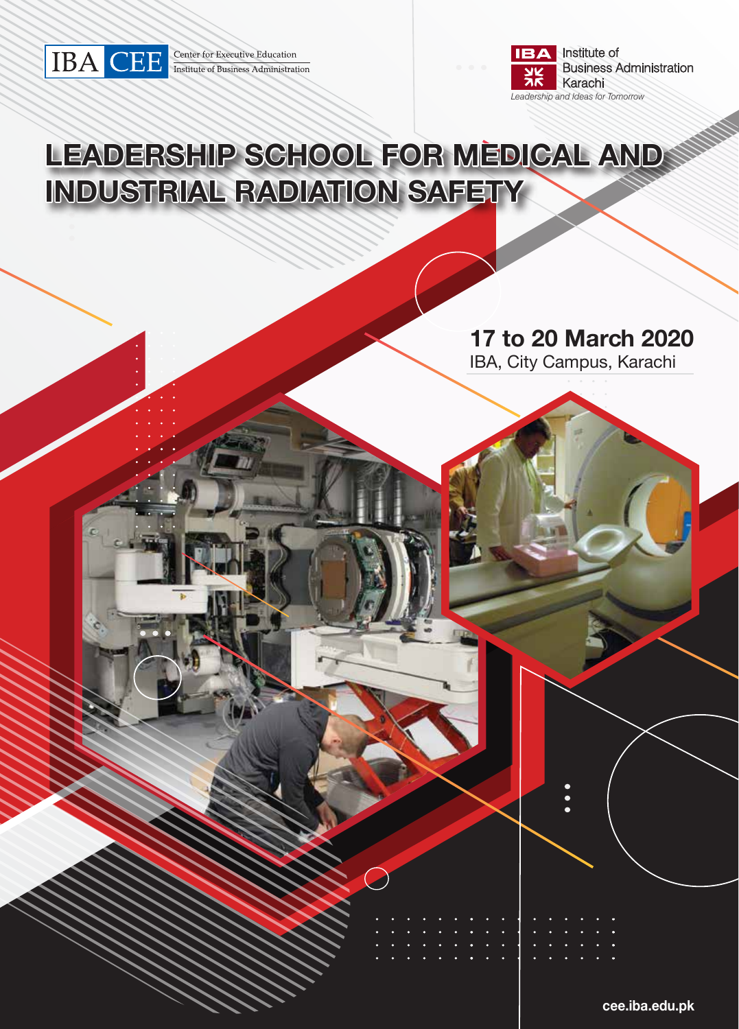IBA CEE Center for Executive Education
Institute of Business Administration

IBA Institute of Business Administration Karachi
*Leadership and Ideas for Tomorrow*

# LEADERSHIP SCHOOL FOR MEDICAL AND INDUSTRIAL RADIATION SAFETY

**17 to 20 March 2020**
IBA, City Campus, Karachi

**cee.iba.edu.pk**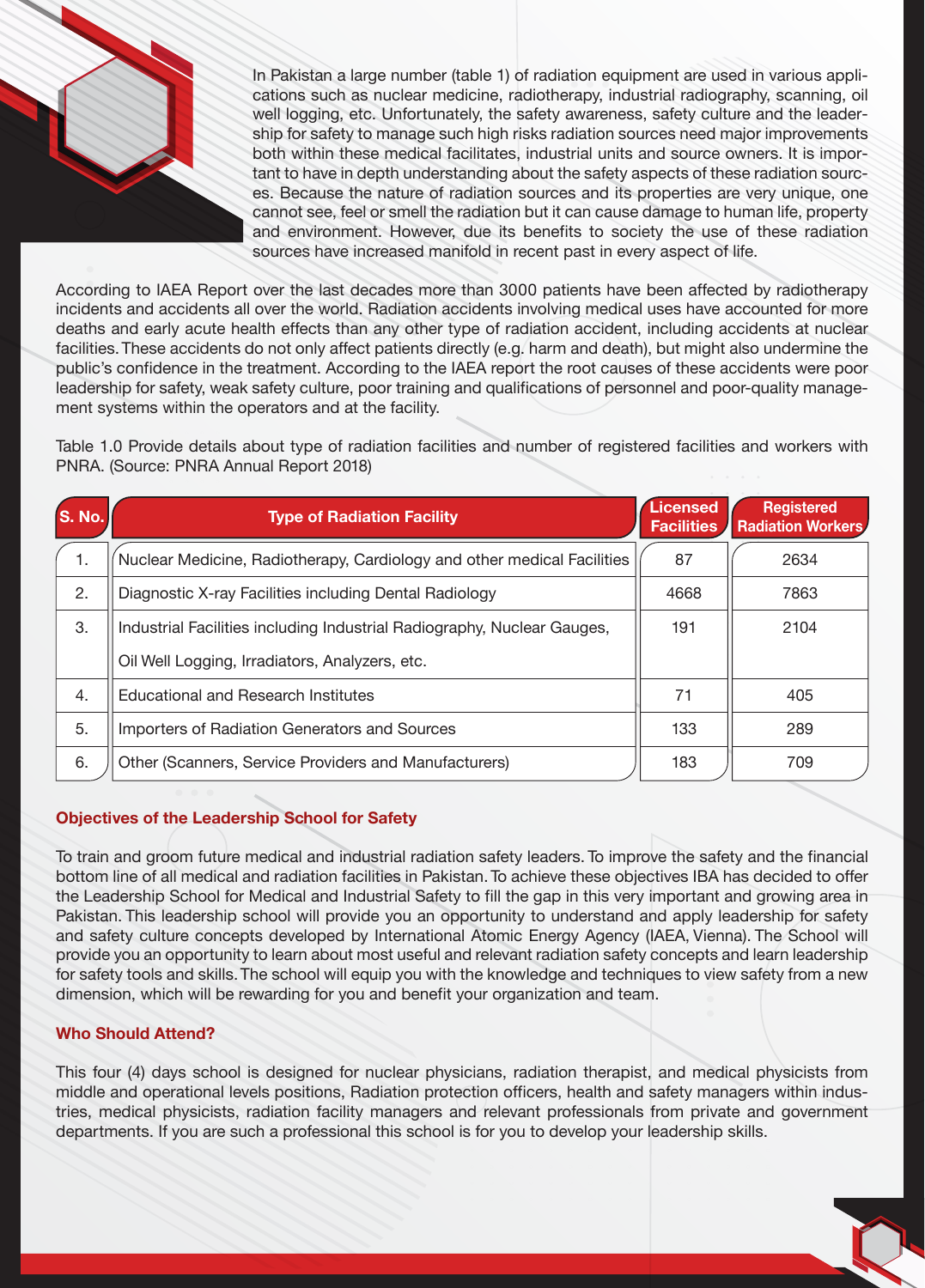In Pakistan a large number (table 1) of radiation equipment are used in various applications such as nuclear medicine, radiotherapy, industrial radiography, scanning, oil well logging, etc. Unfortunately, the safety awareness, safety culture and the leadership for safety to manage such high risks radiation sources need major improvements both within these medical facilitates, industrial units and source owners. It is important to have in depth understanding about the safety aspects of these radiation sources. Because the nature of radiation sources and its properties are very unique, one cannot see, feel or smell the radiation but it can cause damage to human life, property and environment. However, due its benefits to society the use of these radiation sources have increased manifold in recent past in every aspect of life.

According to IAEA Report over the last decades more than 3000 patients have been affected by radiotherapy incidents and accidents all over the world. Radiation accidents involving medical uses have accounted for more deaths and early acute health effects than any other type of radiation accident, including accidents at nuclear facilities. These accidents do not only affect patients directly (e.g. harm and death), but might also undermine the public's confidence in the treatment. According to the IAEA report the root causes of these accidents were poor leadership for safety, weak safety culture, poor training and qualifications of personnel and poor-quality management systems within the operators and at the facility.

Table 1.0 Provide details about type of radiation facilities and number of registered facilities and workers with PNRA. (Source: PNRA Annual Report 2018)

| S. No. | Type of Radiation Facility | Licensed Facilities | Registered Radiation Workers |
|---|---|---|---|
| 1. | Nuclear Medicine, Radiotherapy, Cardiology and other medical Facilities | 87 | 2634 |
| 2. | Diagnostic X-ray Facilities including Dental Radiology | 4668 | 7863 |
| 3. | Industrial Facilities including Industrial Radiography, Nuclear Gauges, Oil Well Logging, Irradiators, Analyzers, etc. | 191 | 2104 |
| 4. | Educational and Research Institutes | 71 | 405 |
| 5. | Importers of Radiation Generators and Sources | 133 | 289 |
| 6. | Other (Scanners, Service Providers and Manufacturers) | 183 | 709 |

### Objectives of the Leadership School for Safety

To train and groom future medical and industrial radiation safety leaders. To improve the safety and the financial bottom line of all medical and radiation facilities in Pakistan. To achieve these objectives IBA has decided to offer the Leadership School for Medical and Industrial Safety to fill the gap in this very important and growing area in Pakistan. This leadership school will provide you an opportunity to understand and apply leadership for safety and safety culture concepts developed by International Atomic Energy Agency (IAEA, Vienna). The School will provide you an opportunity to learn about most useful and relevant radiation safety concepts and learn leadership for safety tools and skills. The school will equip you with the knowledge and techniques to view safety from a new dimension, which will be rewarding for you and benefit your organization and team.

### Who Should Attend?

This four (4) days school is designed for nuclear physicians, radiation therapist, and medical physicists from middle and operational levels positions, Radiation protection officers, health and safety managers within industries, medical physicists, radiation facility managers and relevant professionals from private and government departments. If you are such a professional this school is for you to develop your leadership skills.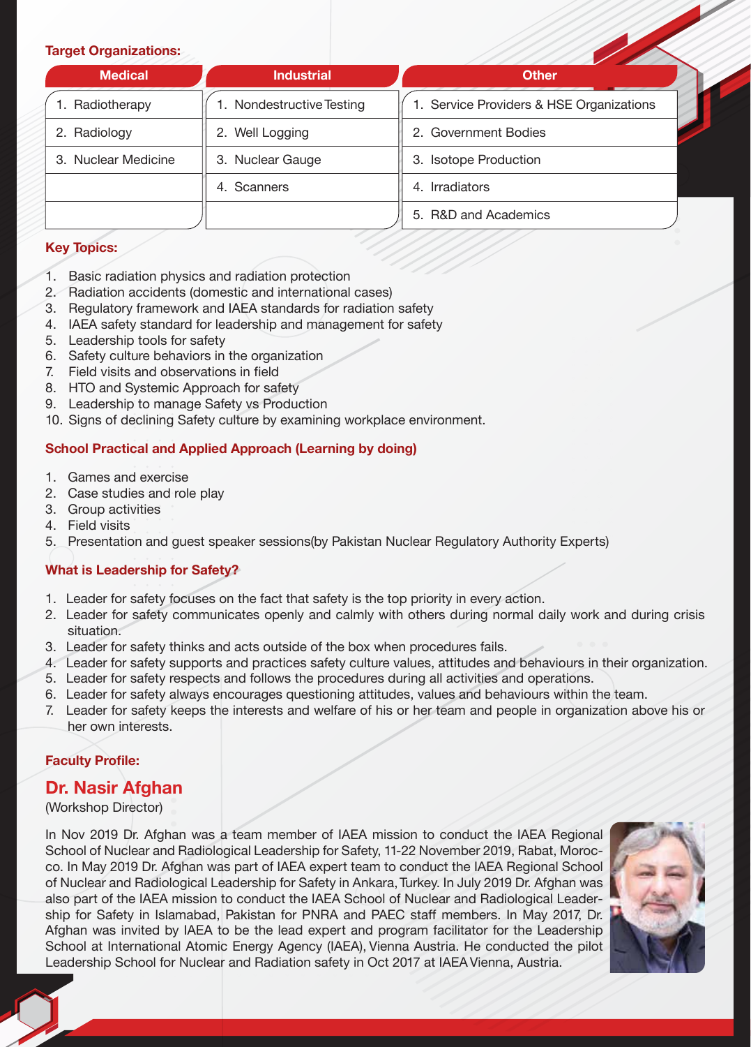**Target Organizations:**

| Medical | Industrial | Other |
|---|---|---|
| 1. Radiotherapy | 1. Nondestructive Testing | 1. Service Providers & HSE Organizations |
| 2. Radiology | 2. Well Logging | 2. Government Bodies |
| 3. Nuclear Medicine | 3. Nuclear Gauge | 3. Isotope Production |
| | 4. Scanners | 4. Irradiators |
| | | 5. R&D and Academics |

**Key Topics:**

1. Basic radiation physics and radiation protection
2. Radiation accidents (domestic and international cases)
3. Regulatory framework and IAEA standards for radiation safety
4. IAEA safety standard for leadership and management for safety
5. Leadership tools for safety
6. Safety culture behaviors in the organization
7. Field visits and observations in field
8. HTO and Systemic Approach for safety
9. Leadership to manage Safety vs Production
10. Signs of declining Safety culture by examining workplace environment.

**School Practical and Applied Approach (Learning by doing)**

1. Games and exercise
2. Case studies and role play
3. Group activities
4. Field visits
5. Presentation and guest speaker sessions(by Pakistan Nuclear Regulatory Authority Experts)

**What is Leadership for Safety?**

1. Leader for safety focuses on the fact that safety is the top priority in every action.
2. Leader for safety communicates openly and calmly with others during normal daily work and during crisis situation.
3. Leader for safety thinks and acts outside of the box when procedures fails.
4. Leader for safety supports and practices safety culture values, attitudes and behaviours in their organization.
5. Leader for safety respects and follows the procedures during all activities and operations.
6. Leader for safety always encourages questioning attitudes, values and behaviours within the team.
7. Leader for safety keeps the interests and welfare of his or her team and people in organization above his or her own interests.

**Faculty Profile:**

## Dr. Nasir Afghan

(Workshop Director)

In Nov 2019 Dr. Afghan was a team member of IAEA mission to conduct the IAEA Regional School of Nuclear and Radiological Leadership for Safety, 11-22 November 2019, Rabat, Morocco. In May 2019 Dr. Afghan was part of IAEA expert team to conduct the IAEA Regional School of Nuclear and Radiological Leadership for Safety in Ankara, Turkey. In July 2019 Dr. Afghan was also part of the IAEA mission to conduct the IAEA School of Nuclear and Radiological Leadership for Safety in Islamabad, Pakistan for PNRA and PAEC staff members. In May 2017, Dr. Afghan was invited by IAEA to be the lead expert and program facilitator for the Leadership School at International Atomic Energy Agency (IAEA), Vienna Austria. He conducted the pilot Leadership School for Nuclear and Radiation safety in Oct 2017 at IAEA Vienna, Austria.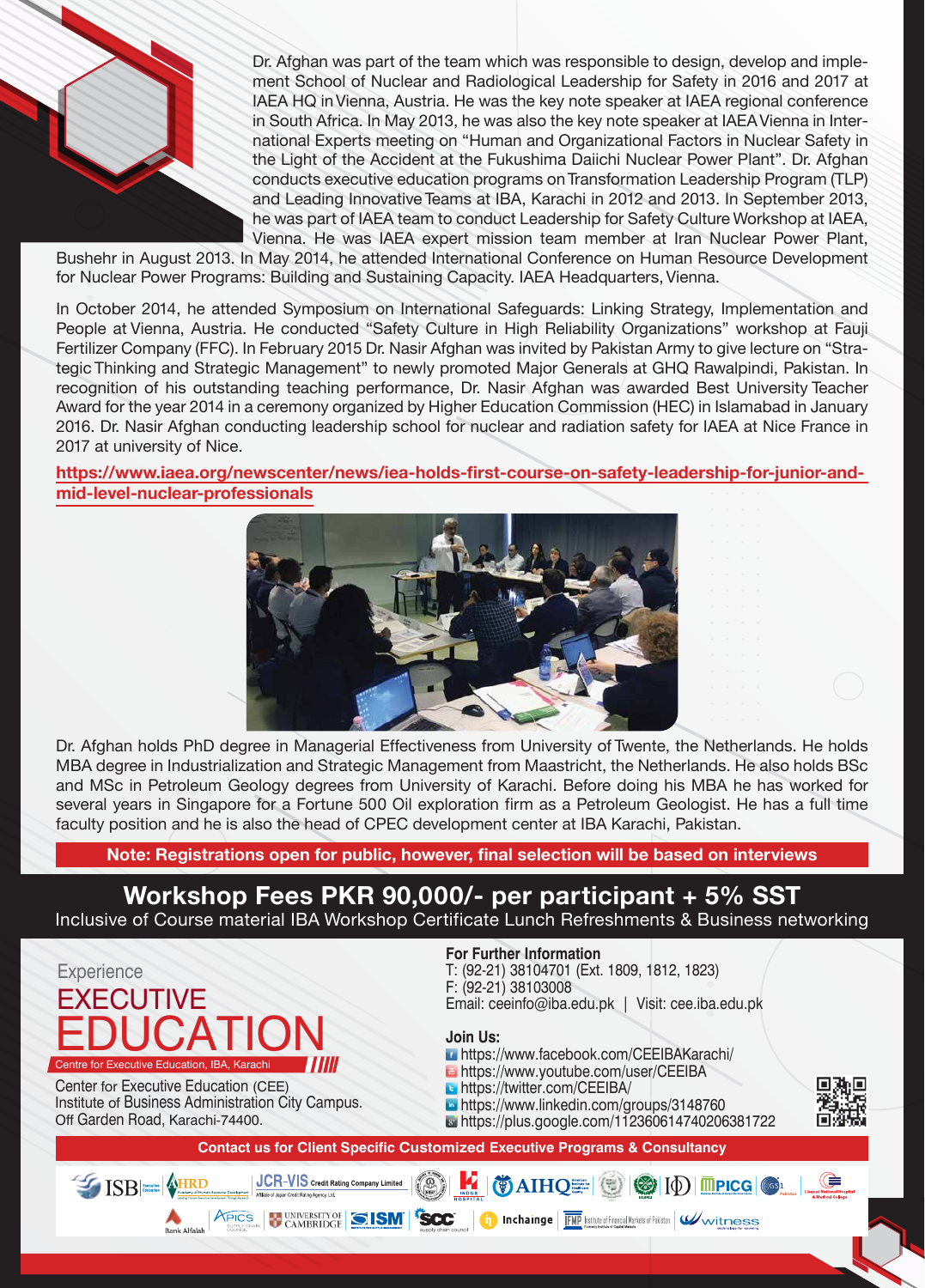Dr. Afghan was part of the team which was responsible to design, develop and implement School of Nuclear and Radiological Leadership for Safety in 2016 and 2017 at IAEA HQ in Vienna, Austria. He was the key note speaker at IAEA regional conference in South Africa. In May 2013, he was also the key note speaker at IAEA Vienna in International Experts meeting on "Human and Organizational Factors in Nuclear Safety in the Light of the Accident at the Fukushima Daiichi Nuclear Power Plant". Dr. Afghan conducts executive education programs on Transformation Leadership Program (TLP) and Leading Innovative Teams at IBA, Karachi in 2012 and 2013. In September 2013, he was part of IAEA team to conduct Leadership for Safety Culture Workshop at IAEA, Vienna. He was IAEA expert mission team member at Iran Nuclear Power Plant, Bushehr in August 2013. In May 2014, he attended International Conference on Human Resource Development for Nuclear Power Programs: Building and Sustaining Capacity. IAEA Headquarters, Vienna.

In October 2014, he attended Symposium on International Safeguards: Linking Strategy, Implementation and People at Vienna, Austria. He conducted "Safety Culture in High Reliability Organizations" workshop at Fauji Fertilizer Company (FFC). In February 2015 Dr. Nasir Afghan was invited by Pakistan Army to give lecture on "Strategic Thinking and Strategic Management" to newly promoted Major Generals at GHQ Rawalpindi, Pakistan. In recognition of his outstanding teaching performance, Dr. Nasir Afghan was awarded Best University Teacher Award for the year 2014 in a ceremony organized by Higher Education Commission (HEC) in Islamabad in January 2016. Dr. Nasir Afghan conducting leadership school for nuclear and radiation safety for IAEA at Nice France in 2017 at university of Nice.

https://www.iaea.org/newscenter/news/iea-holds-first-course-on-safety-leadership-for-junior-and-mid-level-nuclear-professionals

Dr. Afghan holds PhD degree in Managerial Effectiveness from University of Twente, the Netherlands. He holds MBA degree in Industrialization and Strategic Management from Maastricht, the Netherlands. He also holds BSc and MSc in Petroleum Geology degrees from University of Karachi. Before doing his MBA he has worked for several years in Singapore for a Fortune 500 Oil exploration firm as a Petroleum Geologist. He has a full time faculty position and he is also the head of CPEC development center at IBA Karachi, Pakistan.

**Note: Registrations open for public, however, final selection will be based on interviews**

## Workshop Fees PKR 90,000/- per participant + 5% SST

Inclusive of Course material IBA Workshop Certificate Lunch Refreshments & Business networking

Experience
**EXECUTIVE EDUCATION**
Centre for Executive Education, IBA, Karachi

Center for Executive Education (CEE)
Institute of Business Administration City Campus.
Off Garden Road, Karachi-74400.

**For Further Information**
T: (92-21) 38104701 (Ext. 1809, 1812, 1823)
F: (92-21) 38103008
Email: ceeinfo@iba.edu.pk | Visit: cee.iba.edu.pk

**Join Us:**
- https://www.facebook.com/CEEIBAKarachi/
- https://www.youtube.com/user/CEEIBA
- https://twitter.com/CEEIBA/
- https://www.linkedin.com/groups/3148760
- https://plus.google.com/112360614740206381722

**Contact us for Client Specific Customized Executive Programs & Consultancy**